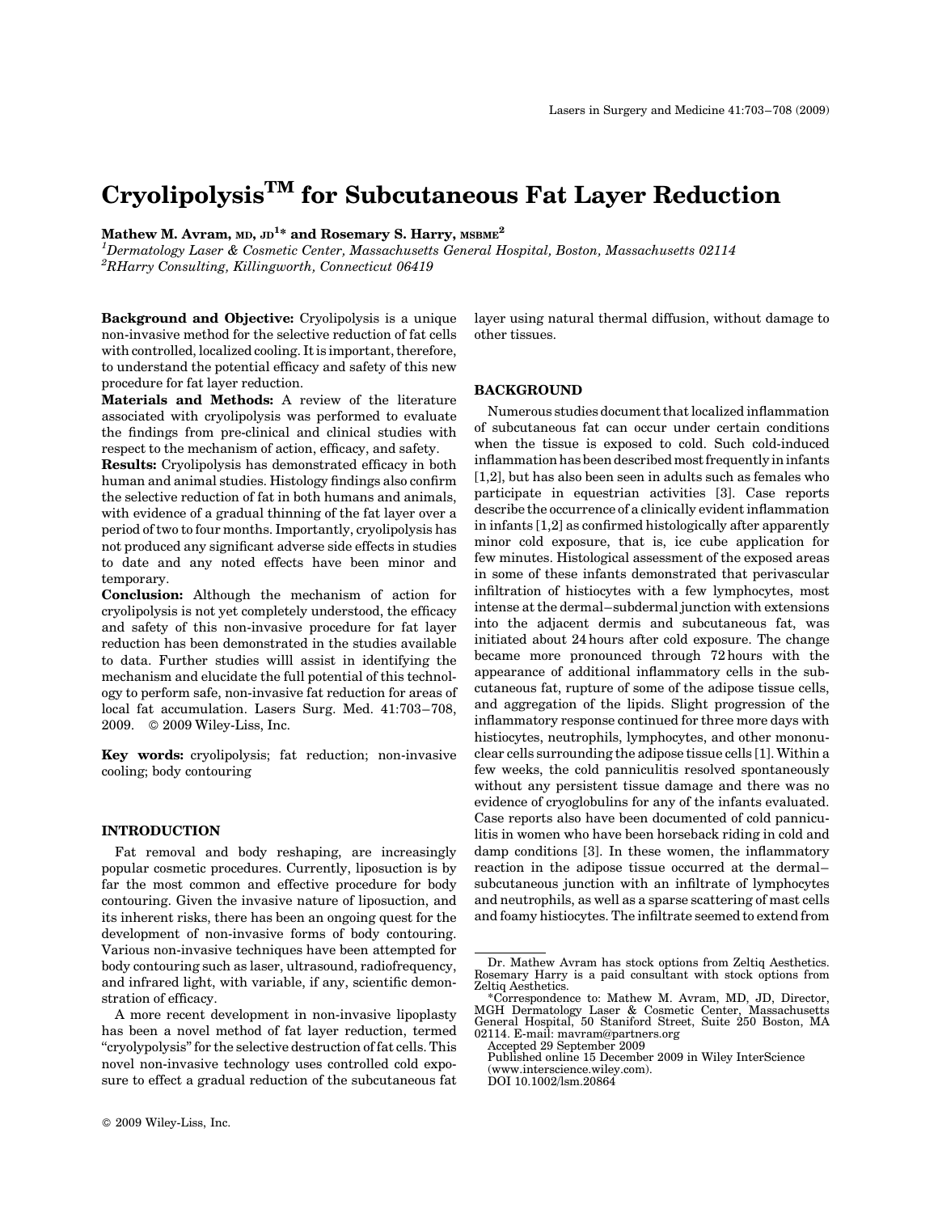# Cryolipolysis[TM] for Subcutaneous Fat Layer Reduction

**Mathew M. Avram, MD, JD[1]* and Rosemary S. Harry, MSBME[2]**

[1]*Dermatology Laser & Cosmetic Center, Massachusetts General Hospital, Boston, Massachusetts 02114*
[2]*RHarry Consulting, Killingworth, Connecticut 06419*

**Background and Objective:** Cryolipolysis is a unique non-invasive method for the selective reduction of fat cells with controlled, localized cooling. It is important, therefore, to understand the potential efficacy and safety of this new procedure for fat layer reduction.
**Materials and Methods:** A review of the literature associated with cryolipolysis was performed to evaluate the findings from pre-clinical and clinical studies with respect to the mechanism of action, efficacy, and safety.
**Results:** Cryolipolysis has demonstrated efficacy in both human and animal studies. Histology findings also confirm the selective reduction of fat in both humans and animals, with evidence of a gradual thinning of the fat layer over a period of two to four months. Importantly, cryolipolysis has not produced any significant adverse side effects in studies to date and any noted effects have been minor and temporary.
**Conclusion:** Although the mechanism of action for cryolipolysis is not yet completely understood, the efficacy and safety of this non-invasive procedure for fat layer reduction has been demonstrated in the studies available to data. Further studies willl assist in identifying the mechanism and elucidate the full potential of this technology to perform safe, non-invasive fat reduction for areas of local fat accumulation. Lasers Surg. Med. 41:703–708, 2009. © 2009 Wiley-Liss, Inc.

**Key words:** cryolipolysis; fat reduction; non-invasive cooling; body contouring

## INTRODUCTION

Fat removal and body reshaping, are increasingly popular cosmetic procedures. Currently, liposuction is by far the most common and effective procedure for body contouring. Given the invasive nature of liposuction, and its inherent risks, there has been an ongoing quest for the development of non-invasive forms of body contouring. Various non-invasive techniques have been attempted for body contouring such as laser, ultrasound, radiofrequency, and infrared light, with variable, if any, scientific demonstration of efficacy.

A more recent development in non-invasive lipoplasty has been a novel method of fat layer reduction, termed "cryolypolysis" for the selective destruction of fat cells. This novel non-invasive technology uses controlled cold exposure to effect a gradual reduction of the subcutaneous fat layer using natural thermal diffusion, without damage to other tissues.

## BACKGROUND

Numerous studies document that localized inflammation of subcutaneous fat can occur under certain conditions when the tissue is exposed to cold. Such cold-induced inflammation has been described most frequently in infants [1,2], but has also been seen in adults such as females who participate in equestrian activities [3]. Case reports describe the occurrence of a clinically evident inflammation in infants [1,2] as confirmed histologically after apparently minor cold exposure, that is, ice cube application for few minutes. Histological assessment of the exposed areas in some of these infants demonstrated that perivascular infiltration of histiocytes with a few lymphocytes, most intense at the dermal–subdermal junction with extensions into the adjacent dermis and subcutaneous fat, was initiated about 24 hours after cold exposure. The change became more pronounced through 72 hours with the appearance of additional inflammatory cells in the subcutaneous fat, rupture of some of the adipose tissue cells, and aggregation of the lipids. Slight progression of the inflammatory response continued for three more days with histiocytes, neutrophils, lymphocytes, and other mononuclear cells surrounding the adipose tissue cells [1]. Within a few weeks, the cold panniculitis resolved spontaneously without any persistent tissue damage and there was no evidence of cryoglobulins for any of the infants evaluated. Case reports also have been documented of cold panniculitis in women who have been horseback riding in cold and damp conditions [3]. In these women, the inflammatory reaction in the adipose tissue occurred at the dermal–subcutaneous junction with an infiltrate of lymphocytes and neutrophils, as well as a sparse scattering of mast cells and foamy histiocytes. The infiltrate seemed to extend from

---

Dr. Mathew Avram has stock options from Zeltiq Aesthetics. Rosemary Harry is a paid consultant with stock options from Zeltiq Aesthetics.

*Correspondence to: Mathew M. Avram, MD, JD, Director, MGH Dermatology Laser & Cosmetic Center, Massachusetts General Hospital, 50 Staniford Street, Suite 250 Boston, MA 02114. E-mail: mavram@partners.org

Accepted 29 September 2009
Published online 15 December 2009 in Wiley InterScience (www.interscience.wiley.com).
DOI 10.1002/lsm.20864

© 2009 Wiley-Liss, Inc.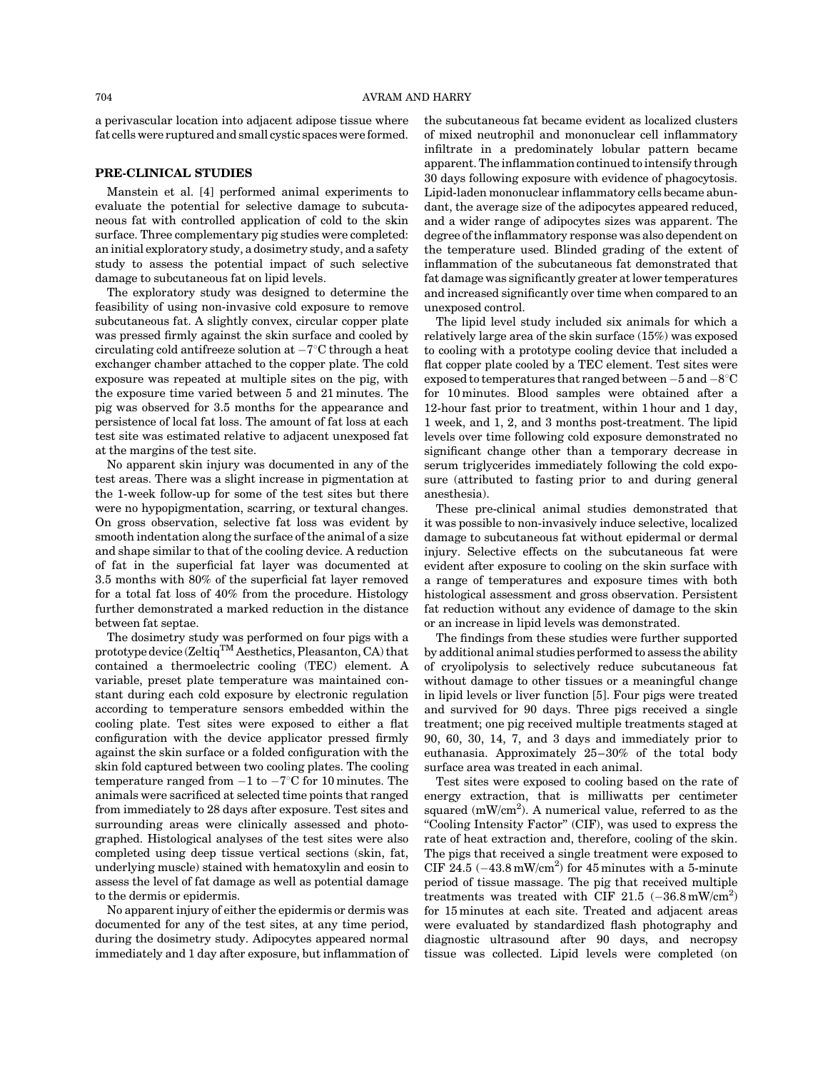a perivascular location into adjacent adipose tissue where fat cells were ruptured and small cystic spaces were formed.

## PRE-CLINICAL STUDIES

Manstein et al. [4] performed animal experiments to evaluate the potential for selective damage to subcutaneous fat with controlled application of cold to the skin surface. Three complementary pig studies were completed: an initial exploratory study, a dosimetry study, and a safety study to assess the potential impact of such selective damage to subcutaneous fat on lipid levels.

The exploratory study was designed to determine the feasibility of using non-invasive cold exposure to remove subcutaneous fat. A slightly convex, circular copper plate was pressed firmly against the skin surface and cooled by circulating cold antifreeze solution at $-7^{\circ}$C through a heat exchanger chamber attached to the copper plate. The cold exposure was repeated at multiple sites on the pig, with the exposure time varied between 5 and 21 minutes. The pig was observed for 3.5 months for the appearance and persistence of local fat loss. The amount of fat loss at each test site was estimated relative to adjacent unexposed fat at the margins of the test site.

No apparent skin injury was documented in any of the test areas. There was a slight increase in pigmentation at the 1-week follow-up for some of the test sites but there were no hypopigmentation, scarring, or textural changes. On gross observation, selective fat loss was evident by smooth indentation along the surface of the animal of a size and shape similar to that of the cooling device. A reduction of fat in the superficial fat layer was documented at 3.5 months with 80% of the superficial fat layer removed for a total fat loss of 40% from the procedure. Histology further demonstrated a marked reduction in the distance between fat septae.

The dosimetry study was performed on four pigs with a prototype device (Zeltiq™ Aesthetics, Pleasanton, CA) that contained a thermoelectric cooling (TEC) element. A variable, preset plate temperature was maintained constant during each cold exposure by electronic regulation according to temperature sensors embedded within the cooling plate. Test sites were exposed to either a flat configuration with the device applicator pressed firmly against the skin surface or a folded configuration with the skin fold captured between two cooling plates. The cooling temperature ranged from $-1$ to $-7^{\circ}$C for 10 minutes. The animals were sacrificed at selected time points that ranged from immediately to 28 days after exposure. Test sites and surrounding areas were clinically assessed and photographed. Histological analyses of the test sites were also completed using deep tissue vertical sections (skin, fat, underlying muscle) stained with hematoxylin and eosin to assess the level of fat damage as well as potential damage to the dermis or epidermis.

No apparent injury of either the epidermis or dermis was documented for any of the test sites, at any time period, during the dosimetry study. Adipocytes appeared normal immediately and 1 day after exposure, but inflammation of the subcutaneous fat became evident as localized clusters of mixed neutrophil and mononuclear cell inflammatory infiltrate in a predominately lobular pattern became apparent. The inflammation continued to intensify through 30 days following exposure with evidence of phagocytosis. Lipid-laden mononuclear inflammatory cells became abundant, the average size of the adipocytes appeared reduced, and a wider range of adipocytes sizes was apparent. The degree of the inflammatory response was also dependent on the temperature used. Blinded grading of the extent of inflammation of the subcutaneous fat demonstrated that fat damage was significantly greater at lower temperatures and increased significantly over time when compared to an unexposed control.

The lipid level study included six animals for which a relatively large area of the skin surface (15%) was exposed to cooling with a prototype cooling device that included a flat copper plate cooled by a TEC element. Test sites were exposed to temperatures that ranged between $-5$ and $-8^{\circ}$C for 10 minutes. Blood samples were obtained after a 12-hour fast prior to treatment, within 1 hour and 1 day, 1 week, and 1, 2, and 3 months post-treatment. The lipid levels over time following cold exposure demonstrated no significant change other than a temporary decrease in serum triglycerides immediately following the cold exposure (attributed to fasting prior to and during general anesthesia).

These pre-clinical animal studies demonstrated that it was possible to non-invasively induce selective, localized damage to subcutaneous fat without epidermal or dermal injury. Selective effects on the subcutaneous fat were evident after exposure to cooling on the skin surface with a range of temperatures and exposure times with both histological assessment and gross observation. Persistent fat reduction without any evidence of damage to the skin or an increase in lipid levels was demonstrated.

The findings from these studies were further supported by additional animal studies performed to assess the ability of cryolipolysis to selectively reduce subcutaneous fat without damage to other tissues or a meaningful change in lipid levels or liver function [5]. Four pigs were treated and survived for 90 days. Three pigs received a single treatment; one pig received multiple treatments staged at 90, 60, 30, 14, 7, and 3 days and immediately prior to euthanasia. Approximately 25–30% of the total body surface area was treated in each animal.

Test sites were exposed to cooling based on the rate of energy extraction, that is milliwatts per centimeter squared (mW/cm$^2$). A numerical value, referred to as the "Cooling Intensity Factor" (CIF), was used to express the rate of heat extraction and, therefore, cooling of the skin. The pigs that received a single treatment were exposed to CIF 24.5 ($-43.8$ mW/cm$^2$) for 45 minutes with a 5-minute period of tissue massage. The pig that received multiple treatments was treated with CIF 21.5 ($-36.8$ mW/cm$^2$) for 15 minutes at each site. Treated and adjacent areas were evaluated by standardized flash photography and diagnostic ultrasound after 90 days, and necropsy tissue was collected. Lipid levels were completed (on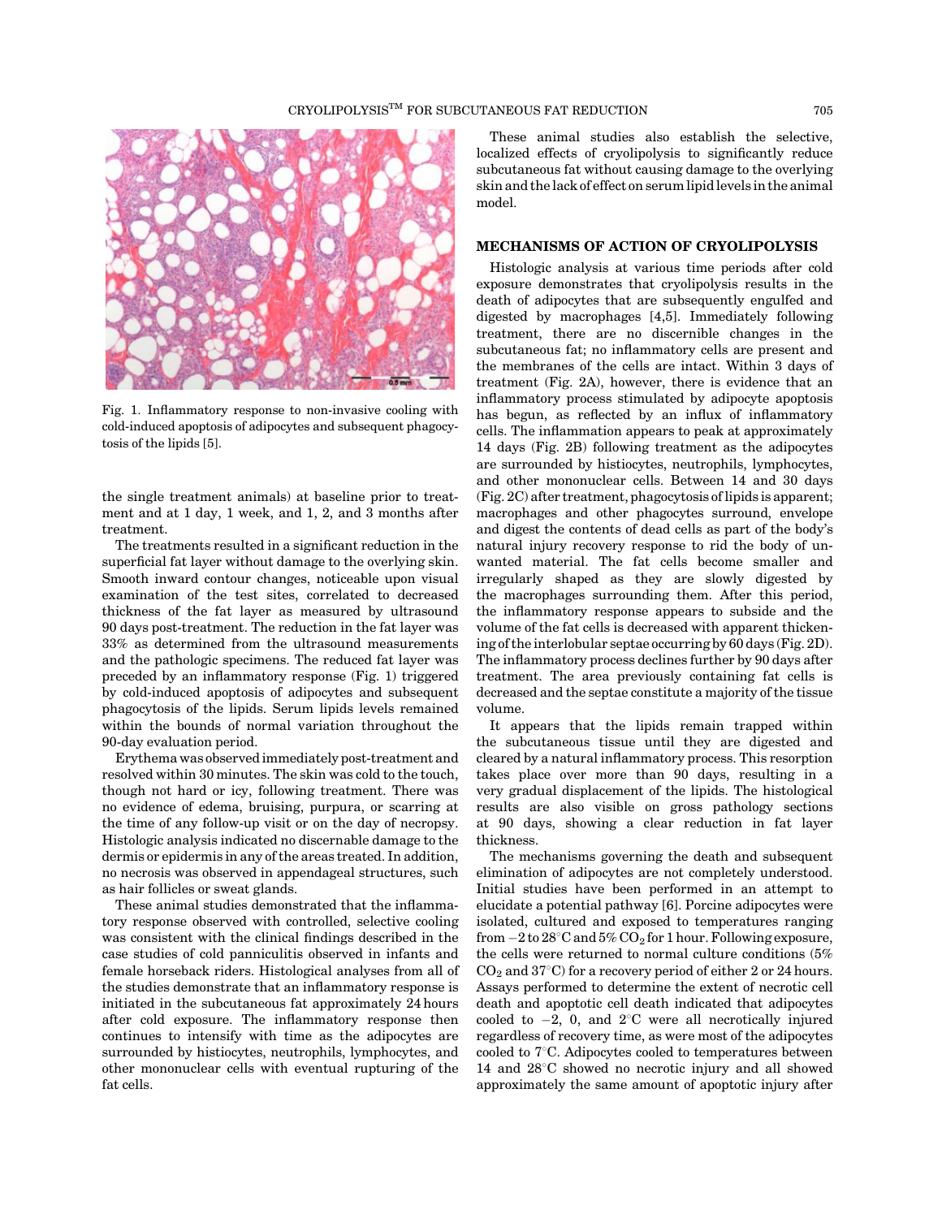Fig. 1. Inflammatory response to non-invasive cooling with cold-induced apoptosis of adipocytes and subsequent phagocytosis of the lipids [5].

the single treatment animals) at baseline prior to treatment and at 1 day, 1 week, and 1, 2, and 3 months after treatment.

The treatments resulted in a significant reduction in the superficial fat layer without damage to the overlying skin. Smooth inward contour changes, noticeable upon visual examination of the test sites, correlated to decreased thickness of the fat layer as measured by ultrasound 90 days post-treatment. The reduction in the fat layer was 33% as determined from the ultrasound measurements and the pathologic specimens. The reduced fat layer was preceded by an inflammatory response (Fig. 1) triggered by cold-induced apoptosis of adipocytes and subsequent phagocytosis of the lipids. Serum lipids levels remained within the bounds of normal variation throughout the 90-day evaluation period.

Erythema was observed immediately post-treatment and resolved within 30 minutes. The skin was cold to the touch, though not hard or icy, following treatment. There was no evidence of edema, bruising, purpura, or scarring at the time of any follow-up visit or on the day of necropsy. Histologic analysis indicated no discernable damage to the dermis or epidermis in any of the areas treated. In addition, no necrosis was observed in appendageal structures, such as hair follicles or sweat glands.

These animal studies demonstrated that the inflammatory response observed with controlled, selective cooling was consistent with the clinical findings described in the case studies of cold panniculitis observed in infants and female horseback riders. Histological analyses from all of the studies demonstrate that an inflammatory response is initiated in the subcutaneous fat approximately 24 hours after cold exposure. The inflammatory response then continues to intensify with time as the adipocytes are surrounded by histiocytes, neutrophils, lymphocytes, and other mononuclear cells with eventual rupturing of the fat cells.

These animal studies also establish the selective, localized effects of cryolipolysis to significantly reduce subcutaneous fat without causing damage to the overlying skin and the lack of effect on serum lipid levels in the animal model.

## MECHANISMS OF ACTION OF CRYOLIPOLYSIS

Histologic analysis at various time periods after cold exposure demonstrates that cryolipolysis results in the death of adipocytes that are subsequently engulfed and digested by macrophages [4,5]. Immediately following treatment, there are no discernible changes in the subcutaneous fat; no inflammatory cells are present and the membranes of the cells are intact. Within 3 days of treatment (Fig. 2A), however, there is evidence that an inflammatory process stimulated by adipocyte apoptosis has begun, as reflected by an influx of inflammatory cells. The inflammation appears to peak at approximately 14 days (Fig. 2B) following treatment as the adipocytes are surrounded by histiocytes, neutrophils, lymphocytes, and other mononuclear cells. Between 14 and 30 days (Fig. 2C) after treatment, phagocytosis of lipids is apparent; macrophages and other phagocytes surround, envelope and digest the contents of dead cells as part of the body's natural injury recovery response to rid the body of unwanted material. The fat cells become smaller and irregularly shaped as they are slowly digested by the macrophages surrounding them. After this period, the inflammatory response appears to subside and the volume of the fat cells is decreased with apparent thickening of the interlobular septae occurring by 60 days (Fig. 2D). The inflammatory process declines further by 90 days after treatment. The area previously containing fat cells is decreased and the septae constitute a majority of the tissue volume.

It appears that the lipids remain trapped within the subcutaneous tissue until they are digested and cleared by a natural inflammatory process. This resorption takes place over more than 90 days, resulting in a very gradual displacement of the lipids. The histological results are also visible on gross pathology sections at 90 days, showing a clear reduction in fat layer thickness.

The mechanisms governing the death and subsequent elimination of adipocytes are not completely understood. Initial studies have been performed in an attempt to elucidate a potential pathway [6]. Porcine adipocytes were isolated, cultured and exposed to temperatures ranging from $-2$ to 28°C and 5% $CO_2$ for 1 hour. Following exposure, the cells were returned to normal culture conditions (5% $CO_2$ and 37°C) for a recovery period of either 2 or 24 hours. Assays performed to determine the extent of necrotic cell death and apoptotic cell death indicated that adipocytes cooled to $-2$, 0, and 2°C were all necrotically injured regardless of recovery time, as were most of the adipocytes cooled to 7°C. Adipocytes cooled to temperatures between 14 and 28°C showed no necrotic injury and all showed approximately the same amount of apoptotic injury after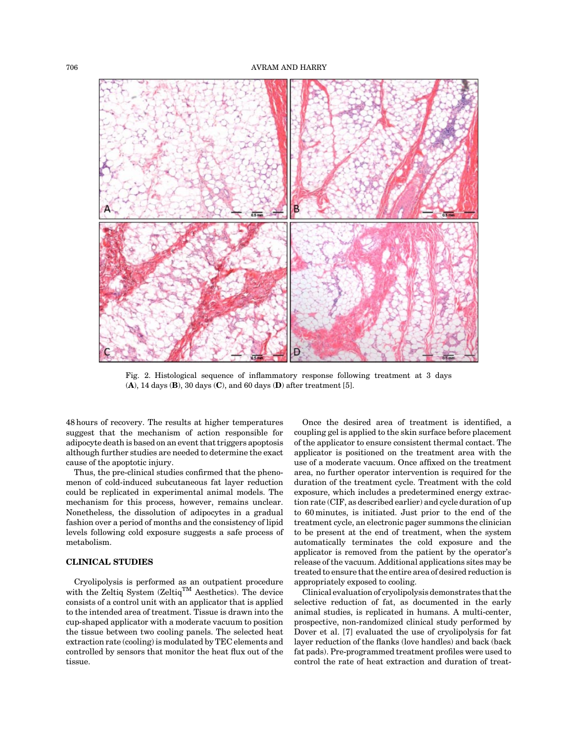Fig. 2. Histological sequence of inflammatory response following treatment at 3 days (**A**), 14 days (**B**), 30 days (**C**), and 60 days (**D**) after treatment [5].

48 hours of recovery. The results at higher temperatures suggest that the mechanism of action responsible for adipocyte death is based on an event that triggers apoptosis although further studies are needed to determine the exact cause of the apoptotic injury.

Thus, the pre-clinical studies confirmed that the phenomenon of cold-induced subcutaneous fat layer reduction could be replicated in experimental animal models. The mechanism for this process, however, remains unclear. Nonetheless, the dissolution of adipocytes in a gradual fashion over a period of months and the consistency of lipid levels following cold exposure suggests a safe process of metabolism.

## CLINICAL STUDIES

Cryolipolysis is performed as an outpatient procedure with the Zeltiq System (Zeltiq™ Aesthetics). The device consists of a control unit with an applicator that is applied to the intended area of treatment. Tissue is drawn into the cup-shaped applicator with a moderate vacuum to position the tissue between two cooling panels. The selected heat extraction rate (cooling) is modulated by TEC elements and controlled by sensors that monitor the heat flux out of the tissue.

Once the desired area of treatment is identified, a coupling gel is applied to the skin surface before placement of the applicator to ensure consistent thermal contact. The applicator is positioned on the treatment area with the use of a moderate vacuum. Once affixed on the treatment area, no further operator intervention is required for the duration of the treatment cycle. Treatment with the cold exposure, which includes a predetermined energy extraction rate (CIF, as described earlier) and cycle duration of up to 60 minutes, is initiated. Just prior to the end of the treatment cycle, an electronic pager summons the clinician to be present at the end of treatment, when the system automatically terminates the cold exposure and the applicator is removed from the patient by the operator's release of the vacuum. Additional applications sites may be treated to ensure that the entire area of desired reduction is appropriately exposed to cooling.

Clinical evaluation of cryolipolysis demonstrates that the selective reduction of fat, as documented in the early animal studies, is replicated in humans. A multi-center, prospective, non-randomized clinical study performed by Dover et al. [7] evaluated the use of cryolipolysis for fat layer reduction of the flanks (love handles) and back (back fat pads). Pre-programmed treatment profiles were used to control the rate of heat extraction and duration of treat-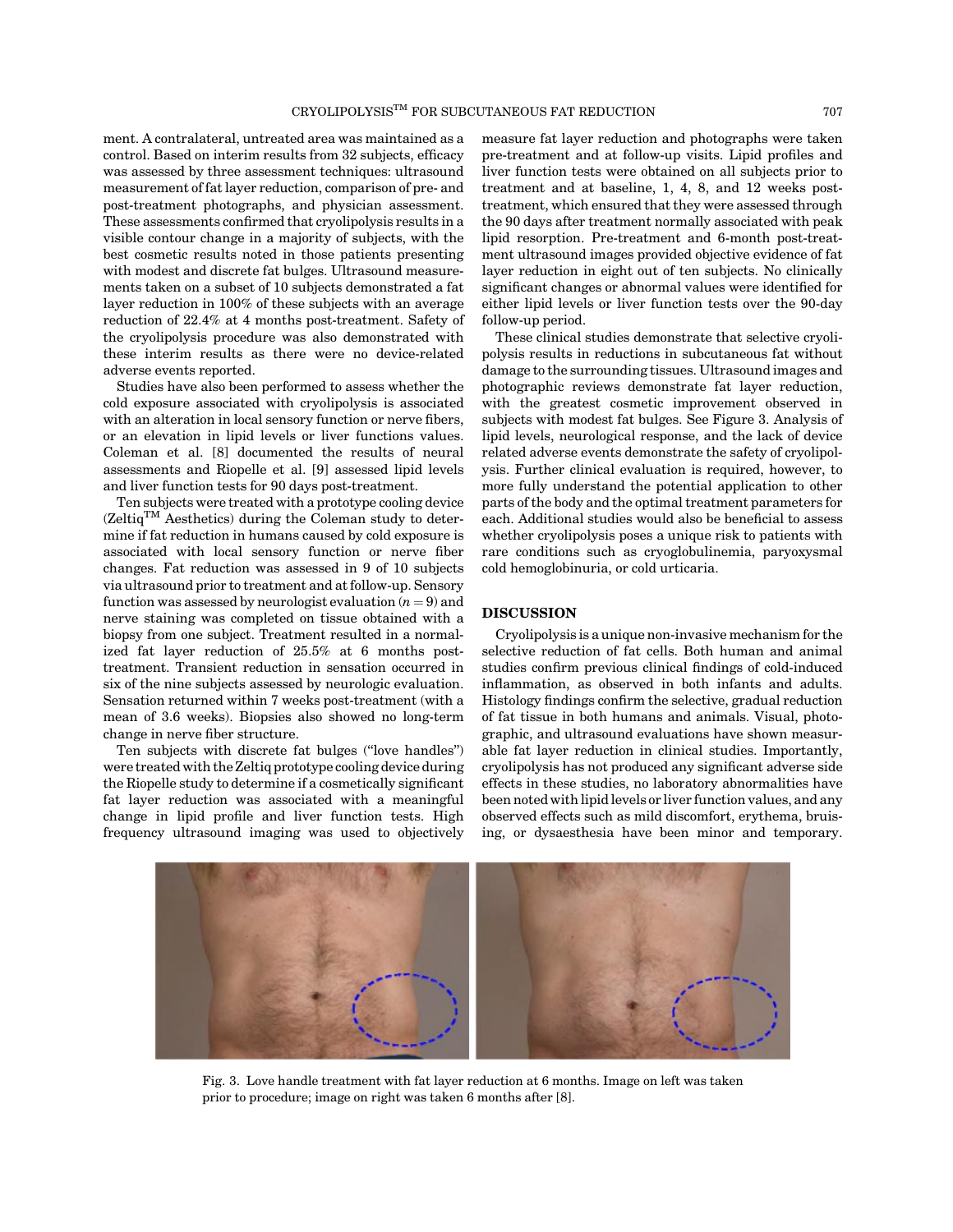ment. A contralateral, untreated area was maintained as a control. Based on interim results from 32 subjects, efficacy was assessed by three assessment techniques: ultrasound measurement of fat layer reduction, comparison of pre- and post-treatment photographs, and physician assessment. These assessments confirmed that cryolipolysis results in a visible contour change in a majority of subjects, with the best cosmetic results noted in those patients presenting with modest and discrete fat bulges. Ultrasound measurements taken on a subset of 10 subjects demonstrated a fat layer reduction in 100% of these subjects with an average reduction of 22.4% at 4 months post-treatment. Safety of the cryolipolysis procedure was also demonstrated with these interim results as there were no device-related adverse events reported.

Studies have also been performed to assess whether the cold exposure associated with cryolipolysis is associated with an alteration in local sensory function or nerve fibers, or an elevation in lipid levels or liver functions values. Coleman et al. [8] documented the results of neural assessments and Riopelle et al. [9] assessed lipid levels and liver function tests for 90 days post-treatment.

Ten subjects were treated with a prototype cooling device (Zeltiq™ Aesthetics) during the Coleman study to determine if fat reduction in humans caused by cold exposure is associated with local sensory function or nerve fiber changes. Fat reduction was assessed in 9 of 10 subjects via ultrasound prior to treatment and at follow-up. Sensory function was assessed by neurologist evaluation ($n = 9$) and nerve staining was completed on tissue obtained with a biopsy from one subject. Treatment resulted in a normalized fat layer reduction of 25.5% at 6 months post-treatment. Transient reduction in sensation occurred in six of the nine subjects assessed by neurologic evaluation. Sensation returned within 7 weeks post-treatment (with a mean of 3.6 weeks). Biopsies also showed no long-term change in nerve fiber structure.

Ten subjects with discrete fat bulges ("love handles") were treated with the Zeltiq prototype cooling device during the Riopelle study to determine if a cosmetically significant fat layer reduction was associated with a meaningful change in lipid profile and liver function tests. High frequency ultrasound imaging was used to objectively measure fat layer reduction and photographs were taken pre-treatment and at follow-up visits. Lipid profiles and liver function tests were obtained on all subjects prior to treatment and at baseline, 1, 4, 8, and 12 weeks post-treatment, which ensured that they were assessed through the 90 days after treatment normally associated with peak lipid resorption. Pre-treatment and 6-month post-treatment ultrasound images provided objective evidence of fat layer reduction in eight out of ten subjects. No clinically significant changes or abnormal values were identified for either lipid levels or liver function tests over the 90-day follow-up period.

These clinical studies demonstrate that selective cryolipolysis results in reductions in subcutaneous fat without damage to the surrounding tissues. Ultrasound images and photographic reviews demonstrate fat layer reduction, with the greatest cosmetic improvement observed in subjects with modest fat bulges. See Figure 3. Analysis of lipid levels, neurological response, and the lack of device related adverse events demonstrate the safety of cryolipolysis. Further clinical evaluation is required, however, to more fully understand the potential application to other parts of the body and the optimal treatment parameters for each. Additional studies would also be beneficial to assess whether cryolipolysis poses a unique risk to patients with rare conditions such as cryoglobulinemia, paryoxysmal cold hemoglobinuria, or cold urticaria.

## DISCUSSION

Cryolipolysis is a unique non-invasive mechanism for the selective reduction of fat cells. Both human and animal studies confirm previous clinical findings of cold-induced inflammation, as observed in both infants and adults. Histology findings confirm the selective, gradual reduction of fat tissue in both humans and animals. Visual, photographic, and ultrasound evaluations have shown measurable fat layer reduction in clinical studies. Importantly, cryolipolysis has not produced any significant adverse side effects in these studies, no laboratory abnormalities have been noted with lipid levels or liver function values, and any observed effects such as mild discomfort, erythema, bruising, or dysaesthesia have been minor and temporary.

Fig. 3. Love handle treatment with fat layer reduction at 6 months. Image on left was taken prior to procedure; image on right was taken 6 months after [8].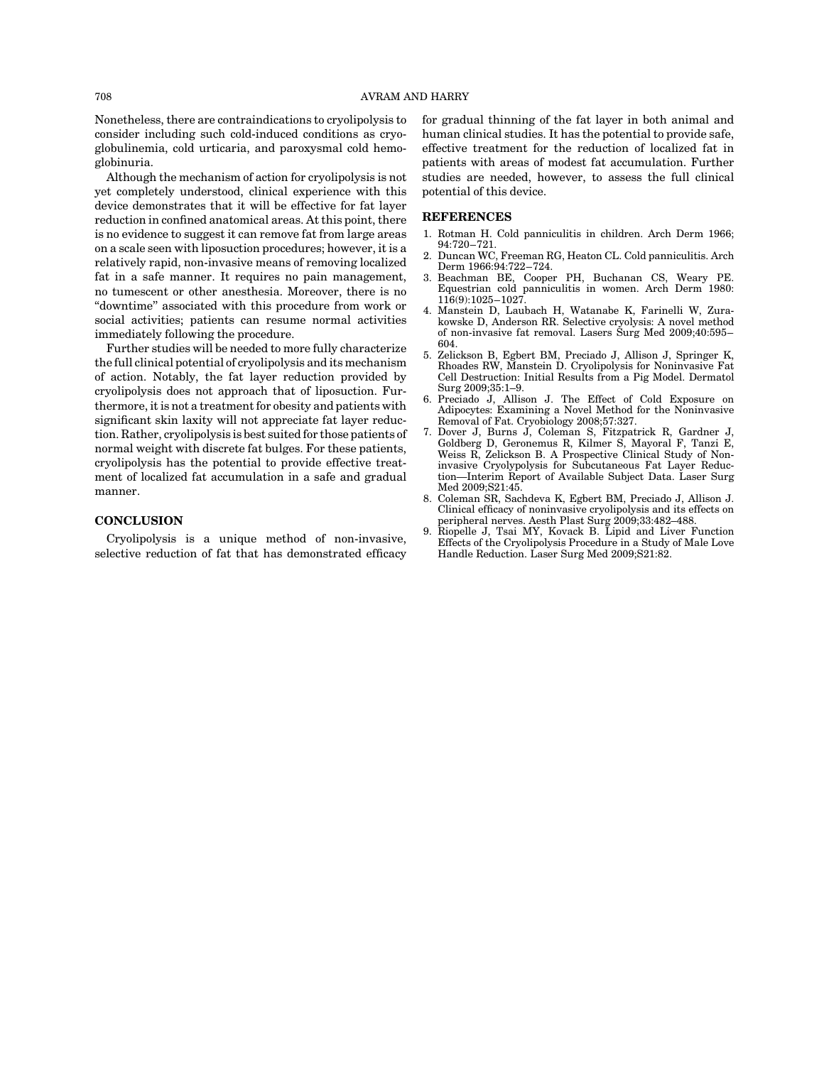Nonetheless, there are contraindications to cryolipolysis to consider including such cold-induced conditions as cryoglobulinemia, cold urticaria, and paroxysmal cold hemoglobinuria.

Although the mechanism of action for cryolipolysis is not yet completely understood, clinical experience with this device demonstrates that it will be effective for fat layer reduction in confined anatomical areas. At this point, there is no evidence to suggest it can remove fat from large areas on a scale seen with liposuction procedures; however, it is a relatively rapid, non-invasive means of removing localized fat in a safe manner. It requires no pain management, no tumescent or other anesthesia. Moreover, there is no "downtime" associated with this procedure from work or social activities; patients can resume normal activities immediately following the procedure.

Further studies will be needed to more fully characterize the full clinical potential of cryolipolysis and its mechanism of action. Notably, the fat layer reduction provided by cryolipolysis does not approach that of liposuction. Furthermore, it is not a treatment for obesity and patients with significant skin laxity will not appreciate fat layer reduction. Rather, cryolipolysis is best suited for those patients of normal weight with discrete fat bulges. For these patients, cryolipolysis has the potential to provide effective treatment of localized fat accumulation in a safe and gradual manner.

## CONCLUSION

Cryolipolysis is a unique method of non-invasive, selective reduction of fat that has demonstrated efficacy for gradual thinning of the fat layer in both animal and human clinical studies. It has the potential to provide safe, effective treatment for the reduction of localized fat in patients with areas of modest fat accumulation. Further studies are needed, however, to assess the full clinical potential of this device.

## REFERENCES

1. Rotman H. Cold panniculitis in children. Arch Derm 1966; 94:720–721.
2. Duncan WC, Freeman RG, Heaton CL. Cold panniculitis. Arch Derm 1966:94:722–724.
3. Beachman BE, Cooper PH, Buchanan CS, Weary PE. Equestrian cold panniculitis in women. Arch Derm 1980: 116(9):1025–1027.
4. Manstein D, Laubach H, Watanabe K, Farinelli W, Zurakowske D, Anderson RR. Selective cryolysis: A novel method of non-invasive fat removal. Lasers Surg Med 2009;40:595–604.
5. Zelickson B, Egbert BM, Preciado J, Allison J, Springer K, Rhoades RW, Manstein D. Cryolipolysis for Noninvasive Fat Cell Destruction: Initial Results from a Pig Model. Dermatol Surg 2009;35:1–9.
6. Preciado J, Allison J. The Effect of Cold Exposure on Adipocytes: Examining a Novel Method for the Noninvasive Removal of Fat. Cryobiology 2008;57:327.
7. Dover J, Burns J, Coleman S, Fitzpatrick R, Gardner J, Goldberg D, Geronemus R, Kilmer S, Mayoral F, Tanzi E, Weiss R, Zelickson B. A Prospective Clinical Study of Noninvasive Cryolypolysis for Subcutaneous Fat Layer Reduction—Interim Report of Available Subject Data. Laser Surg Med 2009;S21:45.
8. Coleman SR, Sachdeva K, Egbert BM, Preciado J, Allison J. Clinical efficacy of noninvasive cryolipolysis and its effects on peripheral nerves. Aesth Plast Surg 2009;33:482–488.
9. Riopelle J, Tsai MY, Kovack B. Lipid and Liver Function Effects of the Cryolipolysis Procedure in a Study of Male Love Handle Reduction. Laser Surg Med 2009;S21:82.